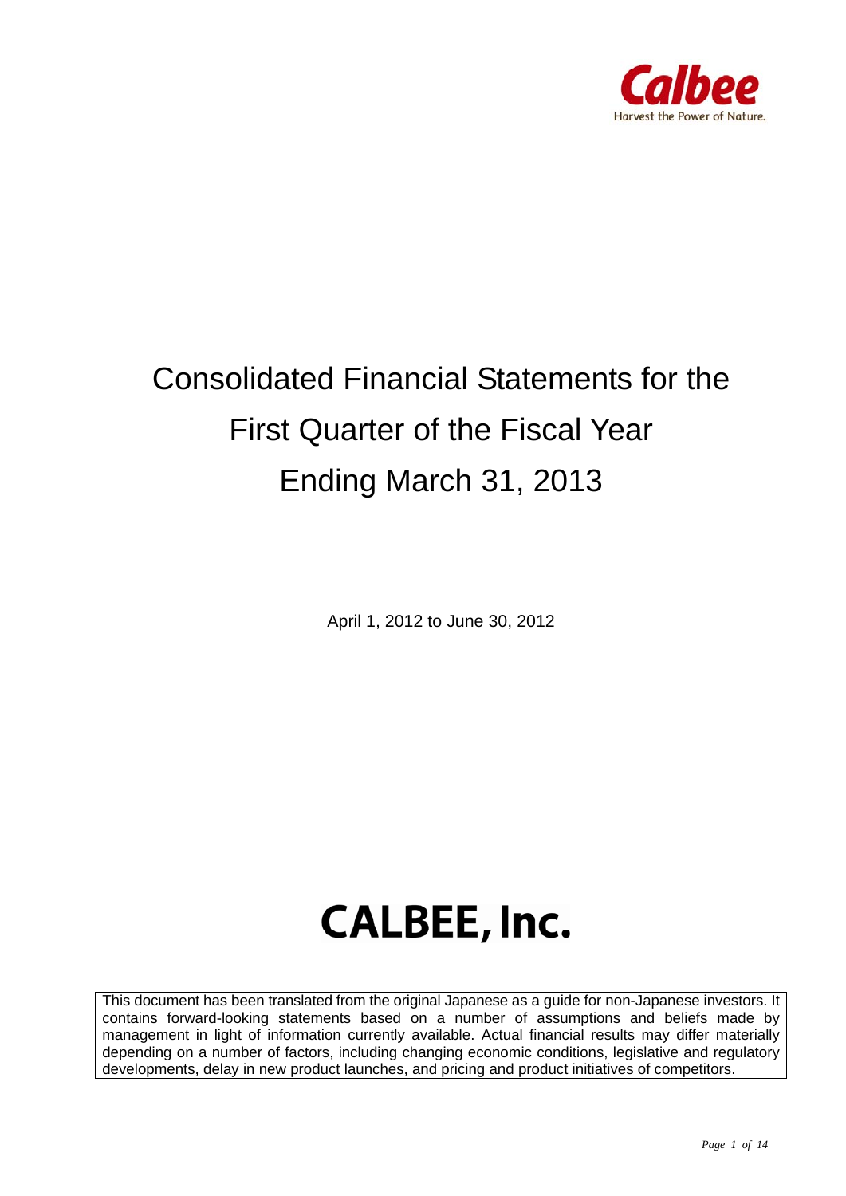Calbee

Harvest the Power of Nature.

# Consolidated Financial Statements for the First Quarter of the Fiscal Year Ending March 31, 2013

April 1, 2012 to June 30, 2012

## CALBEE, Inc.

This document has been translated from the original Japanese as a guide for non-Japanese investors. It contains forward-looking statements based on a number of assumptions and beliefs made by management in light of information currently available. Actual financial results may differ materially depending on a number of factors, including changing economic conditions, legislative and regulatory developments, delay in new product launches, and pricing and product initiatives of competitors.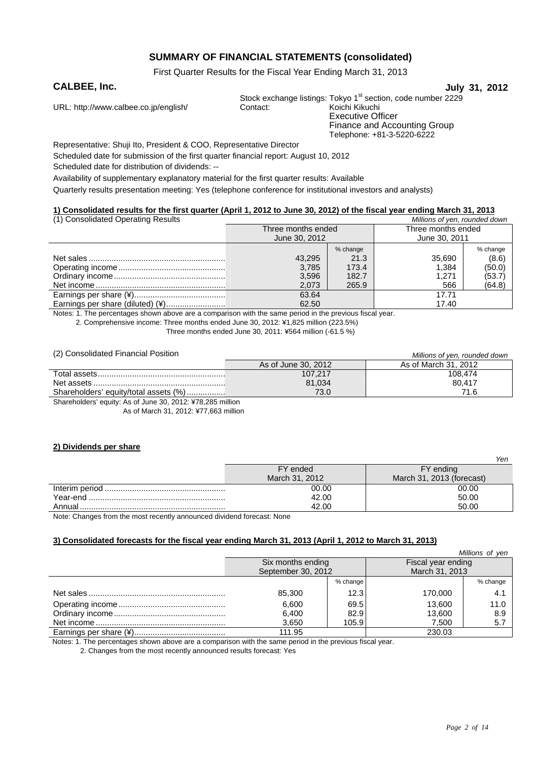# SUMMARY OF FINANCIAL STATEMENTS (consolidated)

First Quarter Results for the Fiscal Year Ending March 31, 2013

**CALBEE, Inc.** **July 31, 2012**

URL: http://www.calbee.co.jp/english/

Stock exchange listings: Tokyo 1st section, code number 2229
Contact: Koichi Kikuchi
Executive Officer
Finance and Accounting Group
Telephone: +81-3-5220-6222

Representative: Shuji Ito, President & COO, Representative Director

Scheduled date for submission of the first quarter financial report: August 10, 2012

Scheduled date for distribution of dividends: --

Availability of supplementary explanatory material for the first quarter results: Available

Quarterly results presentation meeting: Yes (telephone conference for institutional investors and analysts)

## 1) Consolidated results for the first quarter (April 1, 2012 to June 30, 2012) of the fiscal year ending March 31, 2013

(1) Consolidated Operating Results

*Millions of yen, rounded down*

| | Three months ended June 30, 2012 | | Three months ended June 30, 2011 | |
|---|---|---|---|---|
| | | % change | | % change |
| Net sales | 43,295 | 21.3 | 35,690 | (8.6) |
| Operating income | 3,785 | 173.4 | 1,384 | (50.0) |
| Ordinary income | 3,596 | 182.7 | 1,271 | (53.7) |
| Net income | 2,073 | 265.9 | 566 | (64.8) |
| Earnings per share (¥) | 63.64 | | 17.71 | |
| Earnings per share (diluted) (¥) | 62.50 | | 17.40 | |

Notes: 1. The percentages shown above are a comparison with the same period in the previous fiscal year.
2. Comprehensive income: Three months ended June 30, 2012: ¥1,825 million (223.5%)
Three months ended June 30, 2011: ¥564 million (-61.5 %)

(2) Consolidated Financial Position

*Millions of yen, rounded down*

| | As of June 30, 2012 | As of March 31, 2012 |
|---|---|---|
| Total assets | 107,217 | 108,474 |
| Net assets | 81,034 | 80,417 |
| Shareholders' equity/total assets (%) | 73.0 | 71.6 |

Shareholders' equity: As of June 30, 2012: ¥78,285 million
As of March 31, 2012: ¥77,663 million

## 2) Dividends per share

*Yen*

| | FY ended March 31, 2012 | FY ending March 31, 2013 (forecast) |
|---|---|---|
| Interim period | 00.00 | 00.00 |
| Year-end | 42.00 | 50.00 |
| Annual | 42.00 | 50.00 |

Note: Changes from the most recently announced dividend forecast: None

## 3) Consolidated forecasts for the fiscal year ending March 31, 2013 (April 1, 2012 to March 31, 2013)

*Millions of yen*

| | Six months ending September 30, 2012 | | Fiscal year ending March 31, 2013 | |
|---|---|---|---|---|
| | | % change | | % change |
| Net sales | 85,300 | 12.3 | 170,000 | 4.1 |
| Operating income | 6,600 | 69.5 | 13,600 | 11.0 |
| Ordinary income | 6,400 | 82.9 | 13,600 | 8.9 |
| Net income | 3,650 | 105.9 | 7,500 | 5.7 |
| Earnings per share (¥) | 111.95 | | 230.03 | |

Notes: 1. The percentages shown above are a comparison with the same period in the previous fiscal year.
2. Changes from the most recently announced results forecast: Yes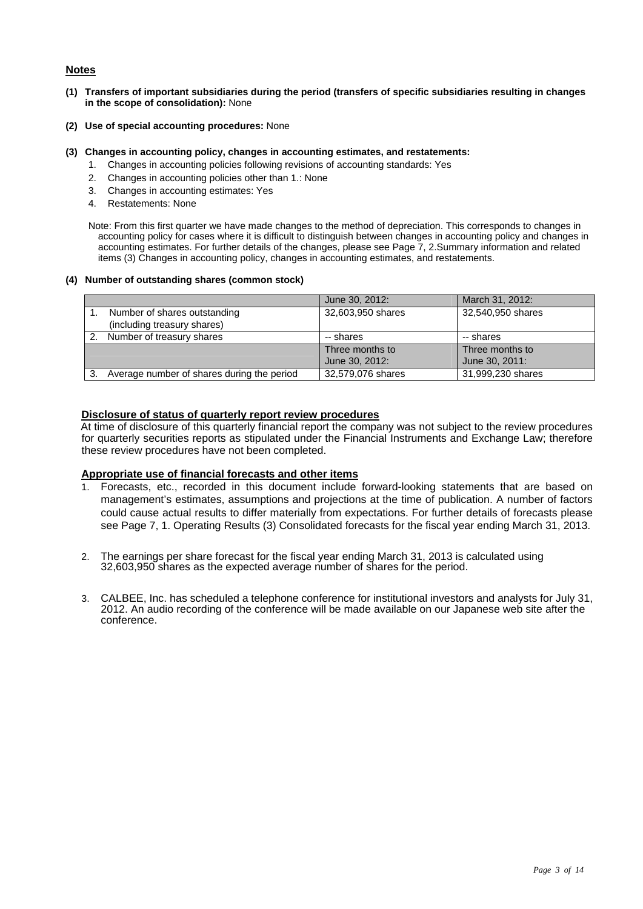## Notes

**(1) Transfers of important subsidiaries during the period (transfers of specific subsidiaries resulting in changes in the scope of consolidation):** None

**(2) Use of special accounting procedures:** None

**(3) Changes in accounting policy, changes in accounting estimates, and restatements:**

1. Changes in accounting policies following revisions of accounting standards: Yes
2. Changes in accounting policies other than 1.: None
3. Changes in accounting estimates: Yes
4. Restatements: None

Note: From this first quarter we have made changes to the method of depreciation. This corresponds to changes in accounting policy for cases where it is difficult to distinguish between changes in accounting policy and changes in accounting estimates. For further details of the changes, please see Page 7, 2.Summary information and related items (3) Changes in accounting policy, changes in accounting estimates, and restatements.

**(4) Number of outstanding shares (common stock)**

| | June 30, 2012: | March 31, 2012: |
|---|---|---|
| 1. Number of shares outstanding (including treasury shares) | 32,603,950 shares | 32,540,950 shares |
| 2. Number of treasury shares | -- shares | -- shares |
| | Three months to June 30, 2012: | Three months to June 30, 2011: |
| 3. Average number of shares during the period | 32,579,076 shares | 31,999,230 shares |

**Disclosure of status of quarterly report review procedures**

At time of disclosure of this quarterly financial report the company was not subject to the review procedures for quarterly securities reports as stipulated under the Financial Instruments and Exchange Law; therefore these review procedures have not been completed.

**Appropriate use of financial forecasts and other items**

1. Forecasts, etc., recorded in this document include forward-looking statements that are based on management's estimates, assumptions and projections at the time of publication. A number of factors could cause actual results to differ materially from expectations. For further details of forecasts please see Page 7, 1. Operating Results (3) Consolidated forecasts for the fiscal year ending March 31, 2013.

2. The earnings per share forecast for the fiscal year ending March 31, 2013 is calculated using 32,603,950 shares as the expected average number of shares for the period.

3. CALBEE, Inc. has scheduled a telephone conference for institutional investors and analysts for July 31, 2012. An audio recording of the conference will be made available on our Japanese web site after the conference.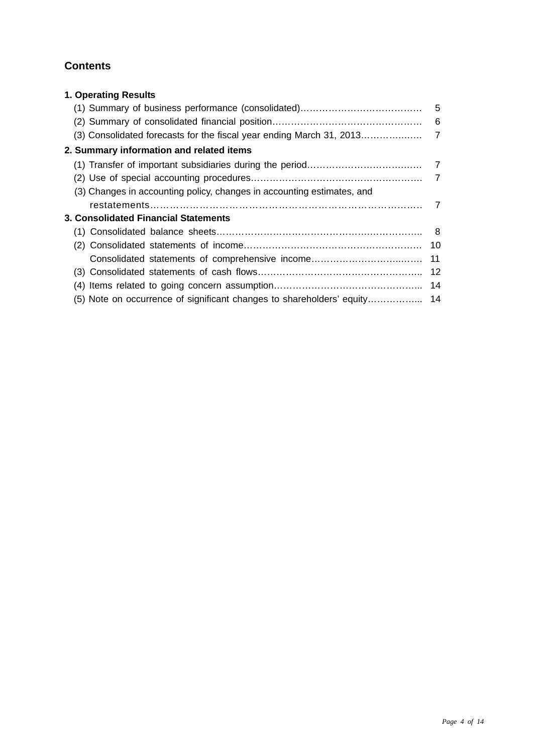## Contents

**1. Operating Results**

(1) Summary of business performance (consolidated)………………………………… 5

(2) Summary of consolidated financial position………………………………………… 6

(3) Consolidated forecasts for the fiscal year ending March 31, 2013……………… 7

**2. Summary information and related items**

(1) Transfer of important subsidiaries during the period……………………………… 7

(2) Use of special accounting procedures…………………………………………… 7

(3) Changes in accounting policy, changes in accounting estimates, and restatements………………………………………………………………………… 7

**3. Consolidated Financial Statements**

(1) Consolidated balance sheets……………………………………………………… 8

(2) Consolidated statements of income……………………………………………… 10

Consolidated statements of comprehensive income……………………………… 11

(3) Consolidated statements of cash flows…………………………………………… 12

(4) Items related to going concern assumption……………………………………… 14

(5) Note on occurrence of significant changes to shareholders' equity……………. 14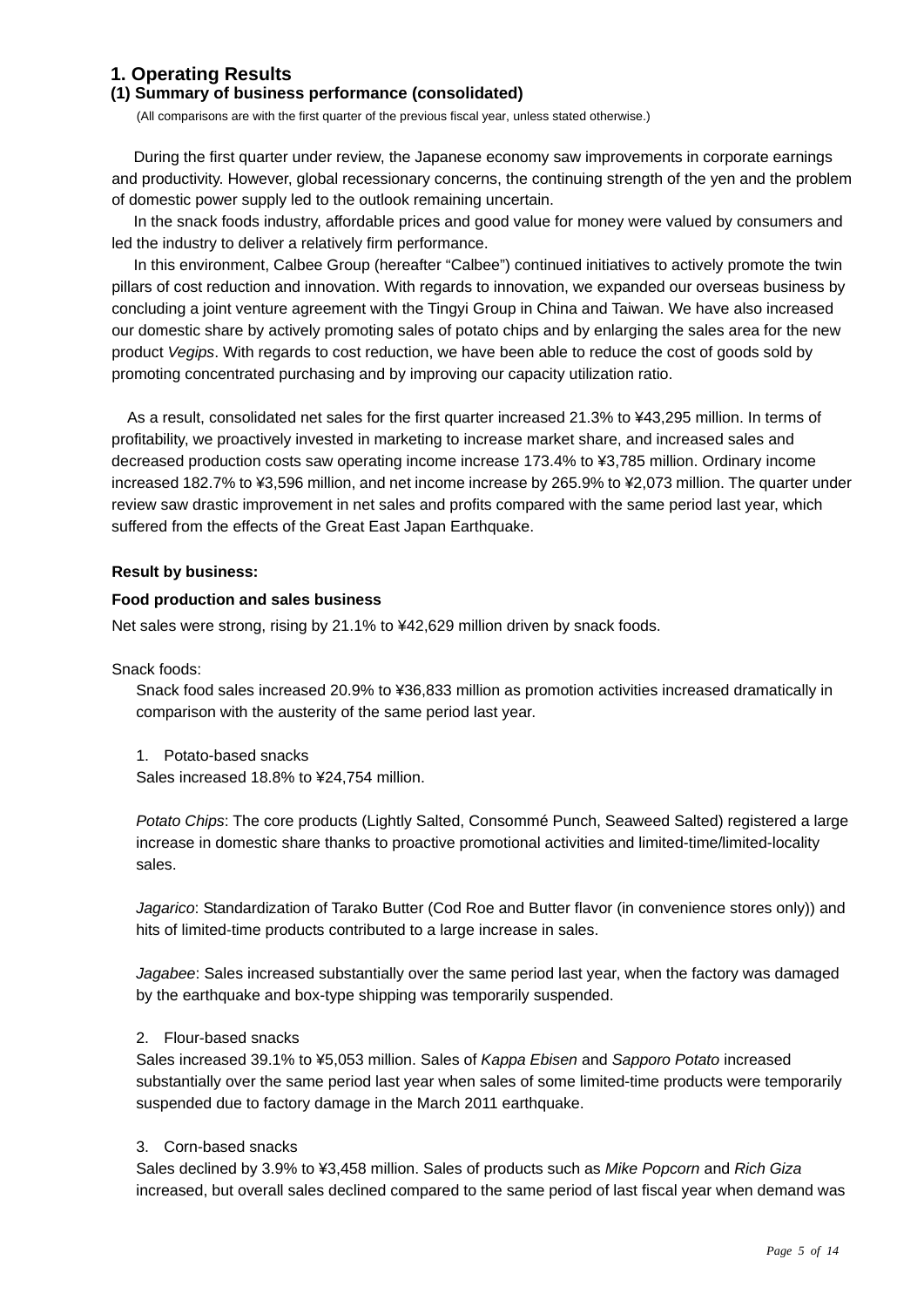## 1. Operating Results

### (1) Summary of business performance (consolidated)

(All comparisons are with the first quarter of the previous fiscal year, unless stated otherwise.)

During the first quarter under review, the Japanese economy saw improvements in corporate earnings and productivity. However, global recessionary concerns, the continuing strength of the yen and the problem of domestic power supply led to the outlook remaining uncertain.

In the snack foods industry, affordable prices and good value for money were valued by consumers and led the industry to deliver a relatively firm performance.

In this environment, Calbee Group (hereafter "Calbee") continued initiatives to actively promote the twin pillars of cost reduction and innovation. With regards to innovation, we expanded our overseas business by concluding a joint venture agreement with the Tingyi Group in China and Taiwan. We have also increased our domestic share by actively promoting sales of potato chips and by enlarging the sales area for the new product *Vegips*. With regards to cost reduction, we have been able to reduce the cost of goods sold by promoting concentrated purchasing and by improving our capacity utilization ratio.

As a result, consolidated net sales for the first quarter increased 21.3% to ¥43,295 million. In terms of profitability, we proactively invested in marketing to increase market share, and increased sales and decreased production costs saw operating income increase 173.4% to ¥3,785 million. Ordinary income increased 182.7% to ¥3,596 million, and net income increase by 265.9% to ¥2,073 million. The quarter under review saw drastic improvement in net sales and profits compared with the same period last year, which suffered from the effects of the Great East Japan Earthquake.

**Result by business:**

**Food production and sales business**

Net sales were strong, rising by 21.1% to ¥42,629 million driven by snack foods.

Snack foods:

Snack food sales increased 20.9% to ¥36,833 million as promotion activities increased dramatically in comparison with the austerity of the same period last year.

1. Potato-based snacks

Sales increased 18.8% to ¥24,754 million.

*Potato Chips*: The core products (Lightly Salted, Consommé Punch, Seaweed Salted) registered a large increase in domestic share thanks to proactive promotional activities and limited-time/limited-locality sales.

*Jagarico*: Standardization of Tarako Butter (Cod Roe and Butter flavor (in convenience stores only)) and hits of limited-time products contributed to a large increase in sales.

*Jagabee*: Sales increased substantially over the same period last year, when the factory was damaged by the earthquake and box-type shipping was temporarily suspended.

2. Flour-based snacks

Sales increased 39.1% to ¥5,053 million. Sales of *Kappa Ebisen* and *Sapporo Potato* increased substantially over the same period last year when sales of some limited-time products were temporarily suspended due to factory damage in the March 2011 earthquake.

3. Corn-based snacks

Sales declined by 3.9% to ¥3,458 million. Sales of products such as *Mike Popcorn* and *Rich Giza* increased, but overall sales declined compared to the same period of last fiscal year when demand was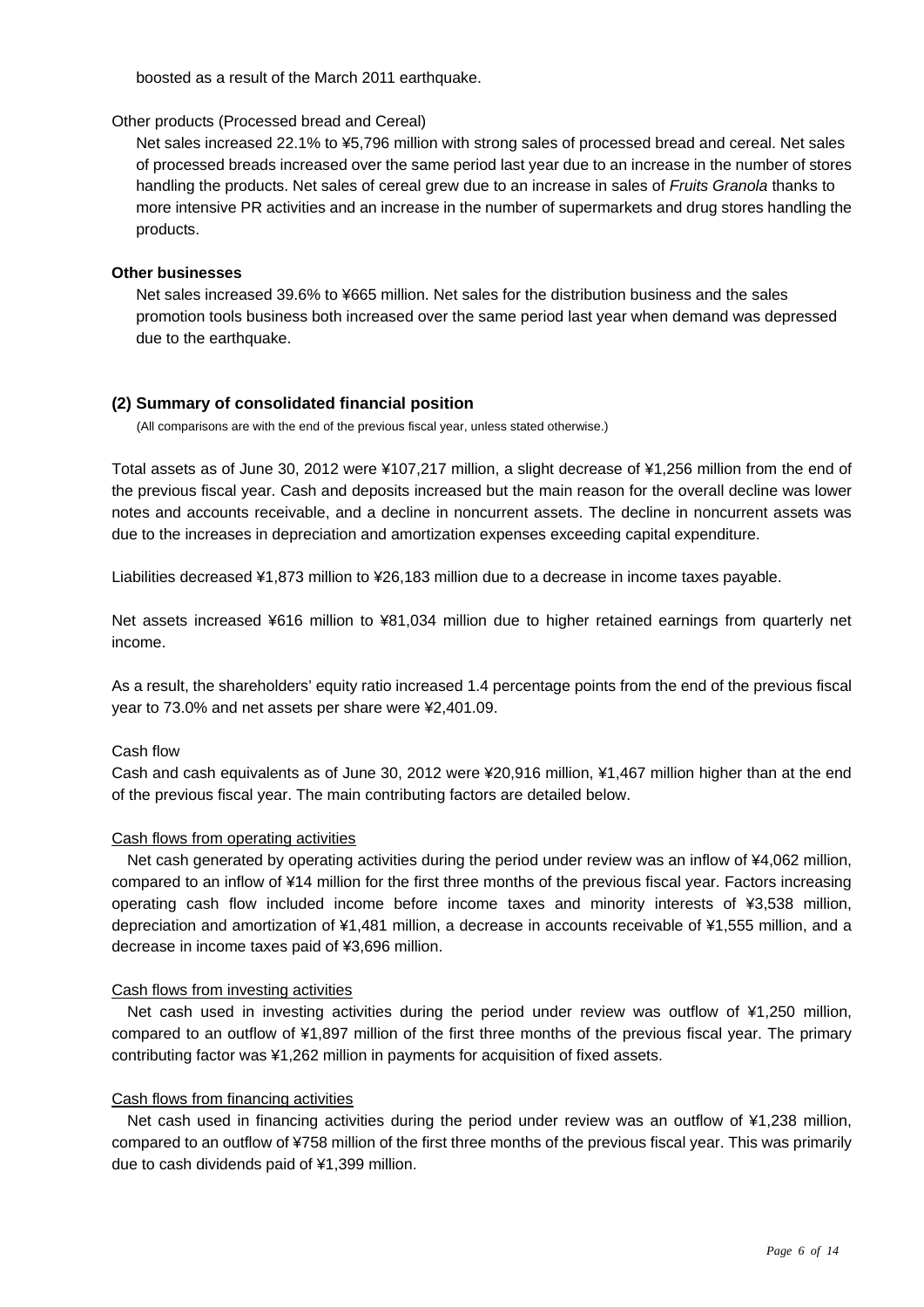boosted as a result of the March 2011 earthquake.

Other products (Processed bread and Cereal)

Net sales increased 22.1% to ¥5,796 million with strong sales of processed bread and cereal. Net sales of processed breads increased over the same period last year due to an increase in the number of stores handling the products. Net sales of cereal grew due to an increase in sales of *Fruits Granola* thanks to more intensive PR activities and an increase in the number of supermarkets and drug stores handling the products.

**Other businesses**

Net sales increased 39.6% to ¥665 million. Net sales for the distribution business and the sales promotion tools business both increased over the same period last year when demand was depressed due to the earthquake.

## (2) Summary of consolidated financial position

(All comparisons are with the end of the previous fiscal year, unless stated otherwise.)

Total assets as of June 30, 2012 were ¥107,217 million, a slight decrease of ¥1,256 million from the end of the previous fiscal year. Cash and deposits increased but the main reason for the overall decline was lower notes and accounts receivable, and a decline in noncurrent assets. The decline in noncurrent assets was due to the increases in depreciation and amortization expenses exceeding capital expenditure.

Liabilities decreased ¥1,873 million to ¥26,183 million due to a decrease in income taxes payable.

Net assets increased ¥616 million to ¥81,034 million due to higher retained earnings from quarterly net income.

As a result, the shareholders' equity ratio increased 1.4 percentage points from the end of the previous fiscal year to 73.0% and net assets per share were ¥2,401.09.

Cash flow

Cash and cash equivalents as of June 30, 2012 were ¥20,916 million, ¥1,467 million higher than at the end of the previous fiscal year. The main contributing factors are detailed below.

Cash flows from operating activities

Net cash generated by operating activities during the period under review was an inflow of ¥4,062 million, compared to an inflow of ¥14 million for the first three months of the previous fiscal year. Factors increasing operating cash flow included income before income taxes and minority interests of ¥3,538 million, depreciation and amortization of ¥1,481 million, a decrease in accounts receivable of ¥1,555 million, and a decrease in income taxes paid of ¥3,696 million.

Cash flows from investing activities

Net cash used in investing activities during the period under review was outflow of ¥1,250 million, compared to an outflow of ¥1,897 million of the first three months of the previous fiscal year. The primary contributing factor was ¥1,262 million in payments for acquisition of fixed assets.

Cash flows from financing activities

Net cash used in financing activities during the period under review was an outflow of ¥1,238 million, compared to an outflow of ¥758 million of the first three months of the previous fiscal year. This was primarily due to cash dividends paid of ¥1,399 million.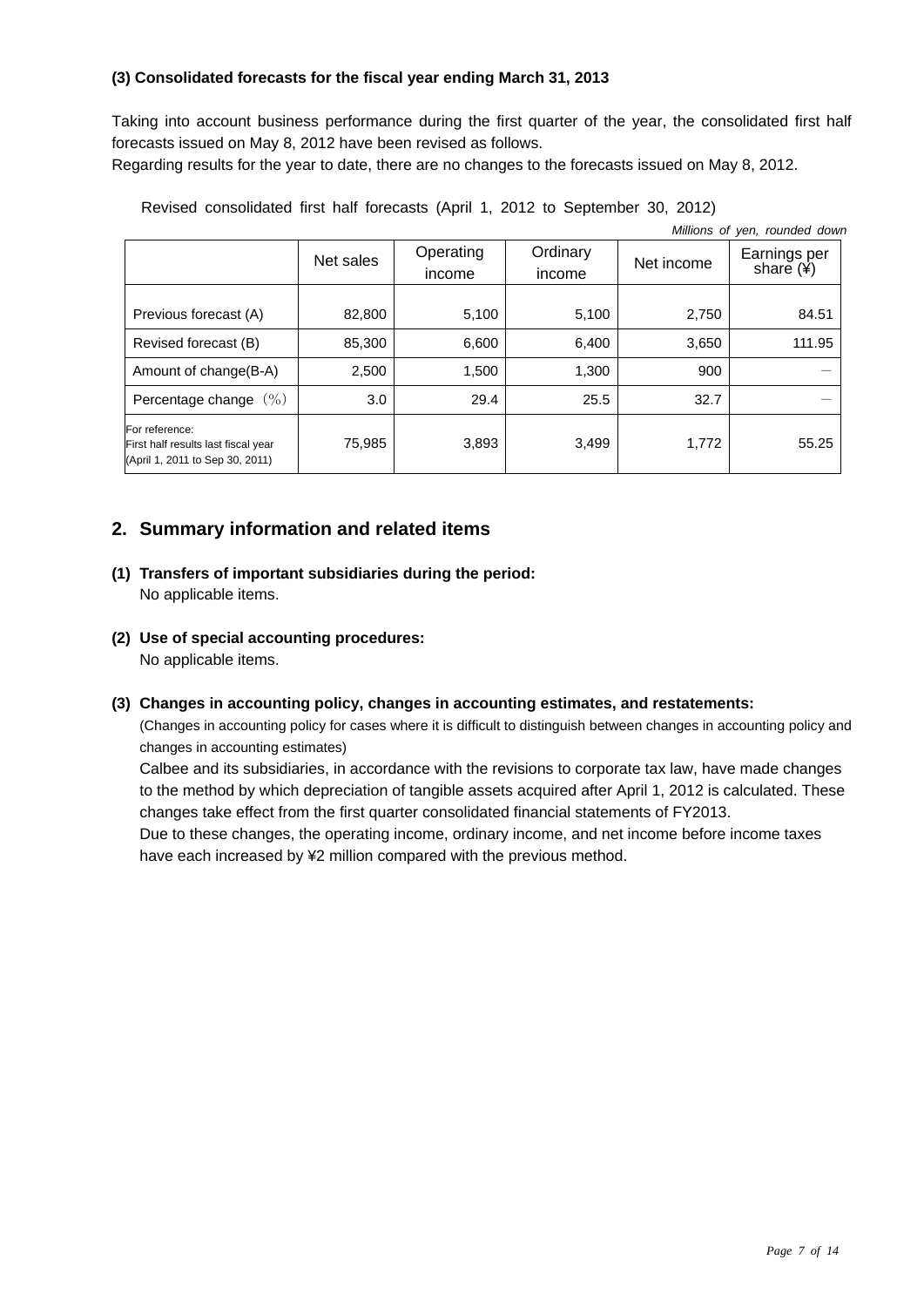### (3) Consolidated forecasts for the fiscal year ending March 31, 2013

Taking into account business performance during the first quarter of the year, the consolidated first half forecasts issued on May 8, 2012 have been revised as follows.
Regarding results for the year to date, there are no changes to the forecasts issued on May 8, 2012.

Revised consolidated first half forecasts (April 1, 2012 to September 30, 2012)

*Millions of yen, rounded down*

| | Net sales | Operating income | Ordinary income | Net income | Earnings per share (¥) |
|---|---|---|---|---|---|
| Previous forecast (A) | 82,800 | 5,100 | 5,100 | 2,750 | 84.51 |
| Revised forecast (B) | 85,300 | 6,600 | 6,400 | 3,650 | 111.95 |
| Amount of change(B-A) | 2,500 | 1,500 | 1,300 | 900 | － |
| Percentage change（%） | 3.0 | 29.4 | 25.5 | 32.7 | － |
| For reference: First half results last fiscal year (April 1, 2011 to Sep 30, 2011) | 75,985 | 3,893 | 3,499 | 1,772 | 55.25 |

## 2. Summary information and related items

### (1) Transfers of important subsidiaries during the period:

No applicable items.

### (2) Use of special accounting procedures:

No applicable items.

### (3) Changes in accounting policy, changes in accounting estimates, and restatements:

(Changes in accounting policy for cases where it is difficult to distinguish between changes in accounting policy and changes in accounting estimates)

Calbee and its subsidiaries, in accordance with the revisions to corporate tax law, have made changes to the method by which depreciation of tangible assets acquired after April 1, 2012 is calculated. These changes take effect from the first quarter consolidated financial statements of FY2013.

Due to these changes, the operating income, ordinary income, and net income before income taxes have each increased by ¥2 million compared with the previous method.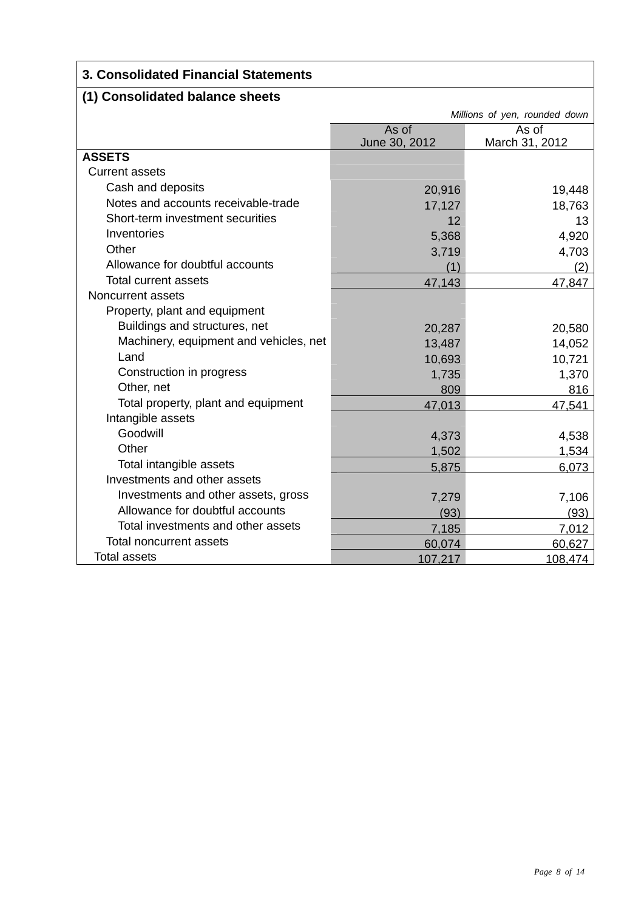## 3. Consolidated Financial Statements

### (1) Consolidated balance sheets

*Millions of yen, rounded down*

| | As of June 30, 2012 | As of March 31, 2012 |
|---|---|---|
| **ASSETS** | | |
| Current assets | | |
| Cash and deposits | 20,916 | 19,448 |
| Notes and accounts receivable-trade | 17,127 | 18,763 |
| Short-term investment securities | 12 | 13 |
| Inventories | 5,368 | 4,920 |
| Other | 3,719 | 4,703 |
| Allowance for doubtful accounts | (1) | (2) |
| Total current assets | 47,143 | 47,847 |
| Noncurrent assets | | |
| Property, plant and equipment | | |
| Buildings and structures, net | 20,287 | 20,580 |
| Machinery, equipment and vehicles, net | 13,487 | 14,052 |
| Land | 10,693 | 10,721 |
| Construction in progress | 1,735 | 1,370 |
| Other, net | 809 | 816 |
| Total property, plant and equipment | 47,013 | 47,541 |
| Intangible assets | | |
| Goodwill | 4,373 | 4,538 |
| Other | 1,502 | 1,534 |
| Total intangible assets | 5,875 | 6,073 |
| Investments and other assets | | |
| Investments and other assets, gross | 7,279 | 7,106 |
| Allowance for doubtful accounts | (93) | (93) |
| Total investments and other assets | 7,185 | 7,012 |
| Total noncurrent assets | 60,074 | 60,627 |
| Total assets | 107,217 | 108,474 |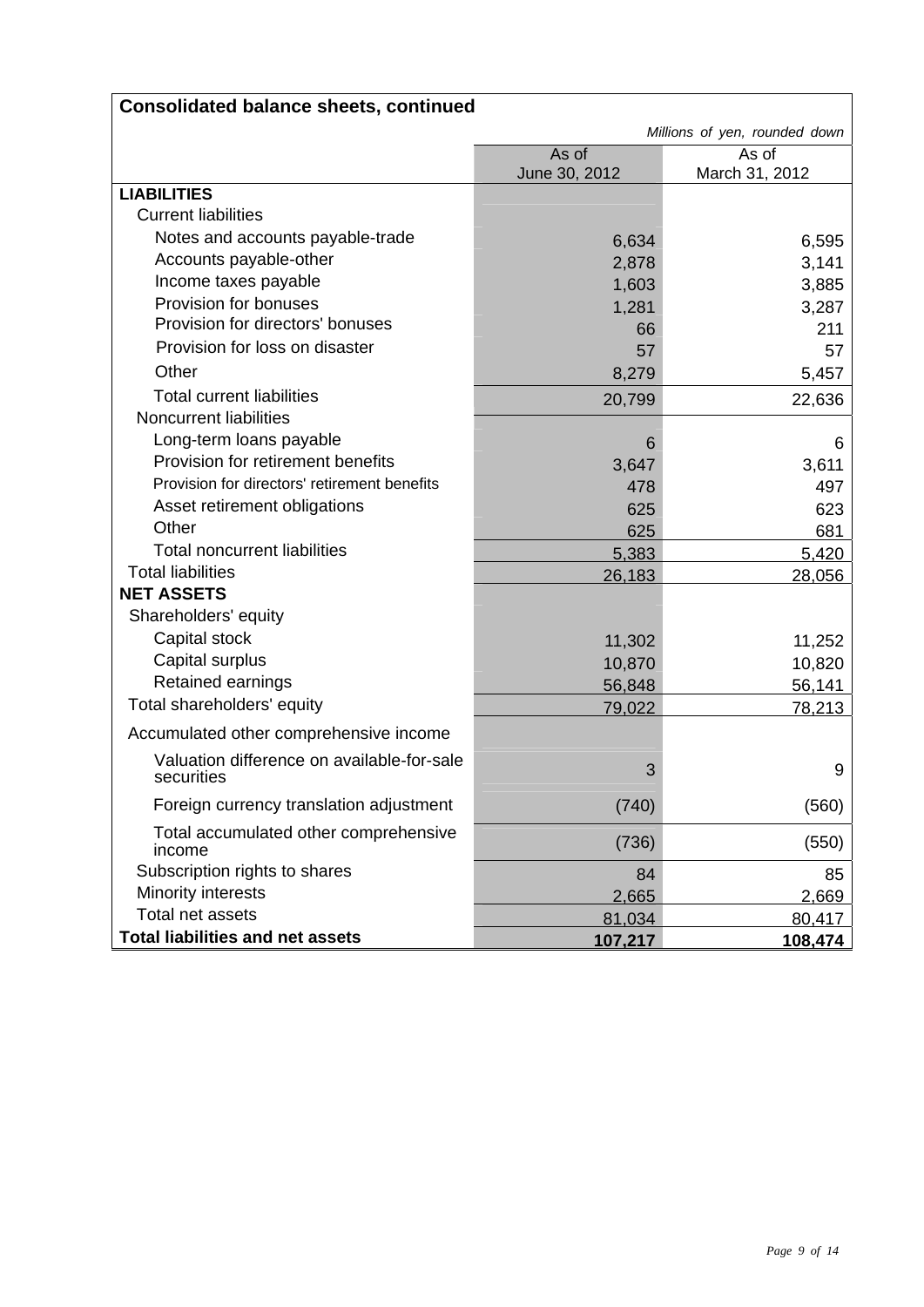**Consolidated balance sheets, continued**

*Millions of yen, rounded down*

| | As of June 30, 2012 | As of March 31, 2012 |
|---|---|---|
| **LIABILITIES** | | |
| Current liabilities | | |
| Notes and accounts payable-trade | 6,634 | 6,595 |
| Accounts payable-other | 2,878 | 3,141 |
| Income taxes payable | 1,603 | 3,885 |
| Provision for bonuses | 1,281 | 3,287 |
| Provision for directors' bonuses | 66 | 211 |
| Provision for loss on disaster | 57 | 57 |
| Other | 8,279 | 5,457 |
| Total current liabilities | 20,799 | 22,636 |
| Noncurrent liabilities | | |
| Long-term loans payable | 6 | 6 |
| Provision for retirement benefits | 3,647 | 3,611 |
| Provision for directors' retirement benefits | 478 | 497 |
| Asset retirement obligations | 625 | 623 |
| Other | 625 | 681 |
| Total noncurrent liabilities | 5,383 | 5,420 |
| Total liabilities | 26,183 | 28,056 |
| **NET ASSETS** | | |
| Shareholders' equity | | |
| Capital stock | 11,302 | 11,252 |
| Capital surplus | 10,870 | 10,820 |
| Retained earnings | 56,848 | 56,141 |
| Total shareholders' equity | 79,022 | 78,213 |
| Accumulated other comprehensive income | | |
| Valuation difference on available-for-sale securities | 3 | 9 |
| Foreign currency translation adjustment | (740) | (560) |
| Total accumulated other comprehensive income | (736) | (550) |
| Subscription rights to shares | 84 | 85 |
| Minority interests | 2,665 | 2,669 |
| Total net assets | 81,034 | 80,417 |
| **Total liabilities and net assets** | **107,217** | **108,474** |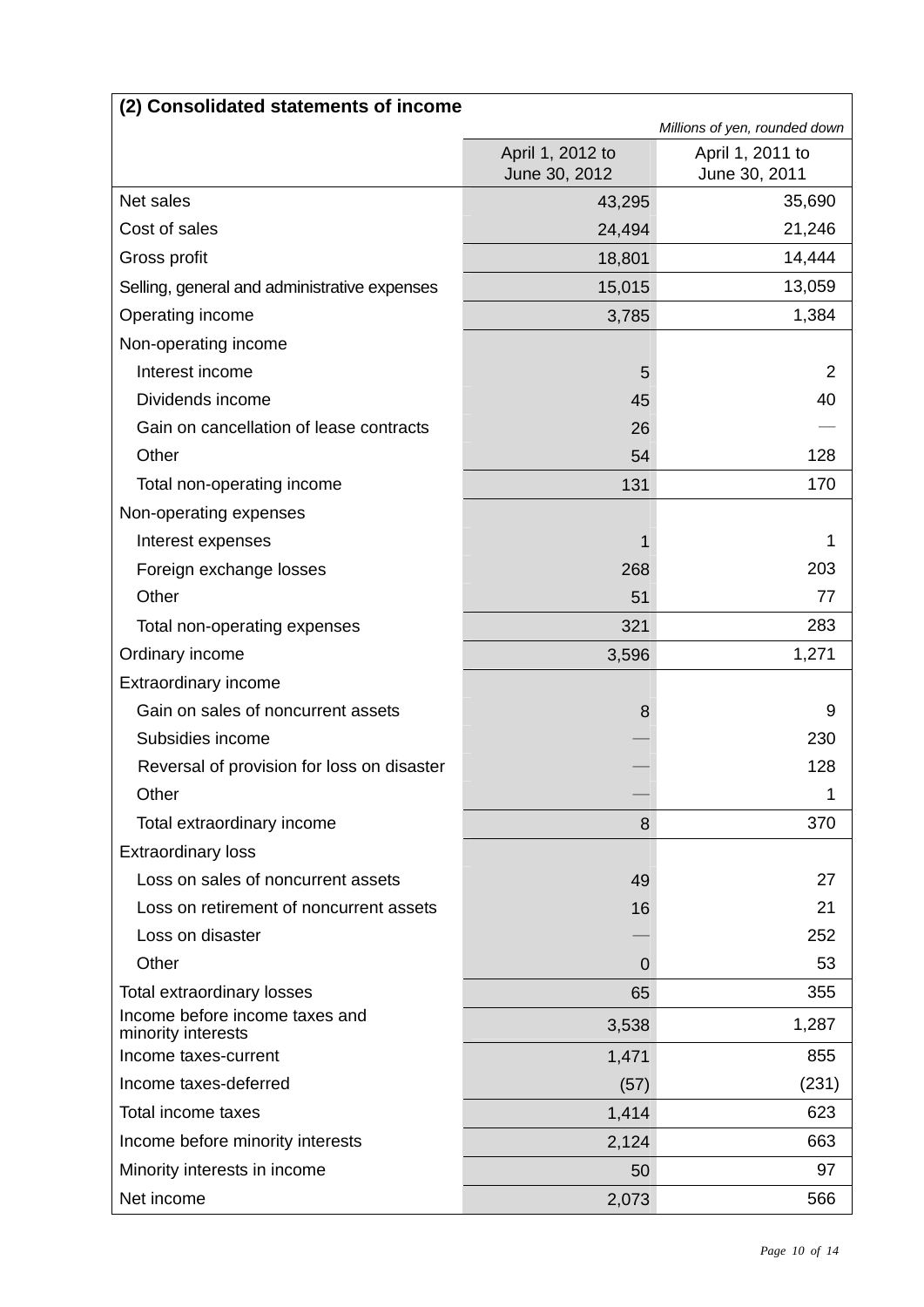## (2) Consolidated statements of income

*Millions of yen, rounded down*

| | April 1, 2012 to June 30, 2012 | April 1, 2011 to June 30, 2011 |
|---|---|---|
| Net sales | 43,295 | 35,690 |
| Cost of sales | 24,494 | 21,246 |
| Gross profit | 18,801 | 14,444 |
| Selling, general and administrative expenses | 15,015 | 13,059 |
| Operating income | 3,785 | 1,384 |
| Non-operating income | | |
| Interest income | 5 | 2 |
| Dividends income | 45 | 40 |
| Gain on cancellation of lease contracts | 26 | — |
| Other | 54 | 128 |
| Total non-operating income | 131 | 170 |
| Non-operating expenses | | |
| Interest expenses | 1 | 1 |
| Foreign exchange losses | 268 | 203 |
| Other | 51 | 77 |
| Total non-operating expenses | 321 | 283 |
| Ordinary income | 3,596 | 1,271 |
| Extraordinary income | | |
| Gain on sales of noncurrent assets | 8 | 9 |
| Subsidies income | — | 230 |
| Reversal of provision for loss on disaster | — | 128 |
| Other | — | 1 |
| Total extraordinary income | 8 | 370 |
| Extraordinary loss | | |
| Loss on sales of noncurrent assets | 49 | 27 |
| Loss on retirement of noncurrent assets | 16 | 21 |
| Loss on disaster | — | 252 |
| Other | 0 | 53 |
| Total extraordinary losses | 65 | 355 |
| Income before income taxes and minority interests | 3,538 | 1,287 |
| Income taxes-current | 1,471 | 855 |
| Income taxes-deferred | (57) | (231) |
| Total income taxes | 1,414 | 623 |
| Income before minority interests | 2,124 | 663 |
| Minority interests in income | 50 | 97 |
| Net income | 2,073 | 566 |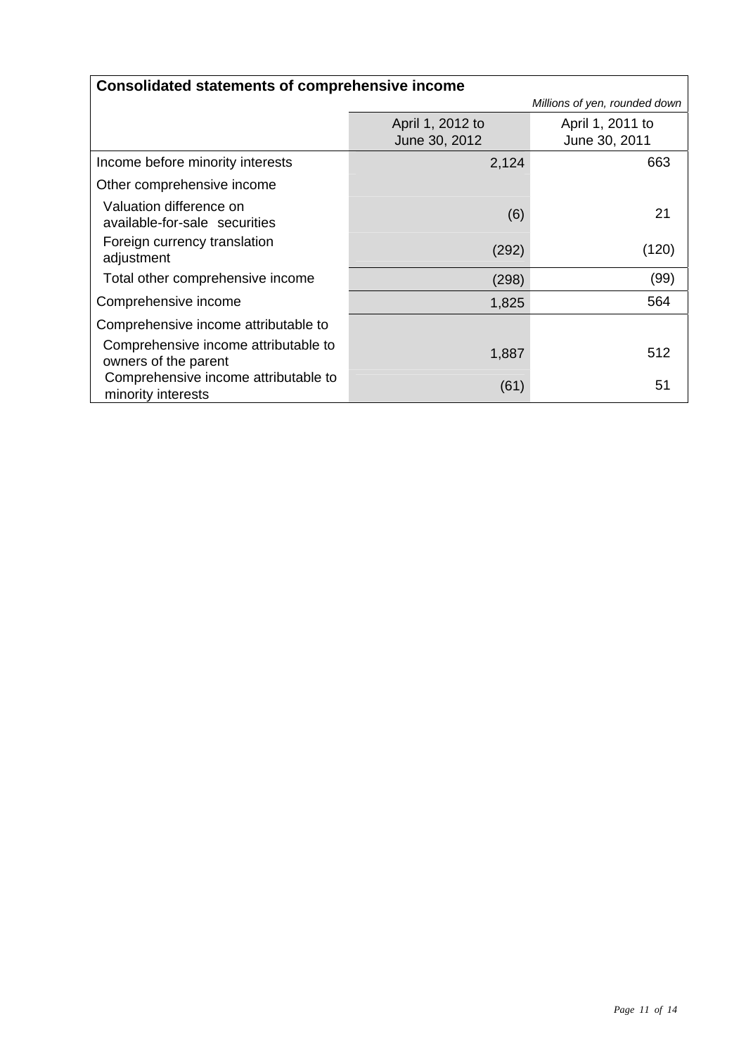## Consolidated statements of comprehensive income

*Millions of yen, rounded down*

| | April 1, 2012 to June 30, 2012 | April 1, 2011 to June 30, 2011 |
|---|---|---|
| Income before minority interests | 2,124 | 663 |
| Other comprehensive income | | |
| Valuation difference on available-for-sale securities | (6) | 21 |
| Foreign currency translation adjustment | (292) | (120) |
| Total other comprehensive income | (298) | (99) |
| Comprehensive income | 1,825 | 564 |
| Comprehensive income attributable to | | |
| Comprehensive income attributable to owners of the parent | 1,887 | 512 |
| Comprehensive income attributable to minority interests | (61) | 51 |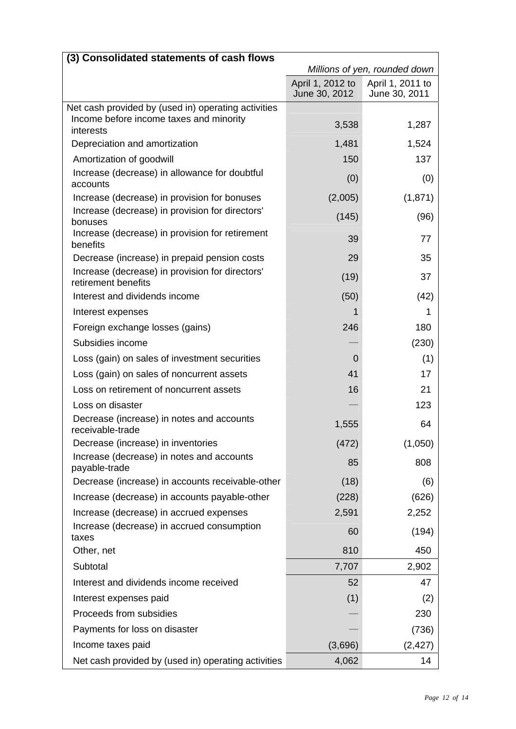### (3) Consolidated statements of cash flows

*Millions of yen, rounded down*

| | April 1, 2012 to June 30, 2012 | April 1, 2011 to June 30, 2011 |
|---|---|---|
| Net cash provided by (used in) operating activities | | |
| Income before income taxes and minority interests | 3,538 | 1,287 |
| Depreciation and amortization | 1,481 | 1,524 |
| Amortization of goodwill | 150 | 137 |
| Increase (decrease) in allowance for doubtful accounts | (0) | (0) |
| Increase (decrease) in provision for bonuses | (2,005) | (1,871) |
| Increase (decrease) in provision for directors' bonuses | (145) | (96) |
| Increase (decrease) in provision for retirement benefits | 39 | 77 |
| Decrease (increase) in prepaid pension costs | 29 | 35 |
| Increase (decrease) in provision for directors' retirement benefits | (19) | 37 |
| Interest and dividends income | (50) | (42) |
| Interest expenses | 1 | 1 |
| Foreign exchange losses (gains) | 246 | 180 |
| Subsidies income | — | (230) |
| Loss (gain) on sales of investment securities | 0 | (1) |
| Loss (gain) on sales of noncurrent assets | 41 | 17 |
| Loss on retirement of noncurrent assets | 16 | 21 |
| Loss on disaster | — | 123 |
| Decrease (increase) in notes and accounts receivable-trade | 1,555 | 64 |
| Decrease (increase) in inventories | (472) | (1,050) |
| Increase (decrease) in notes and accounts payable-trade | 85 | 808 |
| Decrease (increase) in accounts receivable-other | (18) | (6) |
| Increase (decrease) in accounts payable-other | (228) | (626) |
| Increase (decrease) in accrued expenses | 2,591 | 2,252 |
| Increase (decrease) in accrued consumption taxes | 60 | (194) |
| Other, net | 810 | 450 |
| Subtotal | 7,707 | 2,902 |
| Interest and dividends income received | 52 | 47 |
| Interest expenses paid | (1) | (2) |
| Proceeds from subsidies | — | 230 |
| Payments for loss on disaster | — | (736) |
| Income taxes paid | (3,696) | (2,427) |
| Net cash provided by (used in) operating activities | 4,062 | 14 |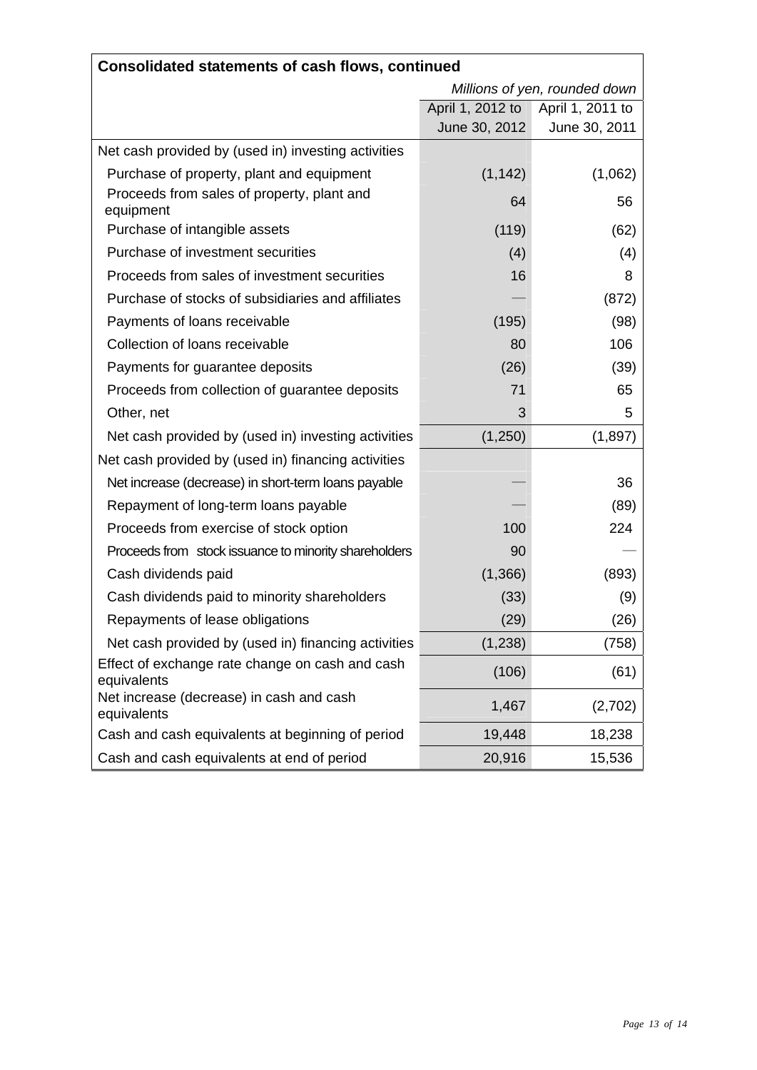**Consolidated statements of cash flows, continued**

| | *Millions of yen, rounded down* | |
|---|---|---|
| | April 1, 2012 to June 30, 2012 | April 1, 2011 to June 30, 2011 |
| Net cash provided by (used in) investing activities | | |
| Purchase of property, plant and equipment | (1,142) | (1,062) |
| Proceeds from sales of property, plant and equipment | 64 | 56 |
| Purchase of intangible assets | (119) | (62) |
| Purchase of investment securities | (4) | (4) |
| Proceeds from sales of investment securities | 16 | 8 |
| Purchase of stocks of subsidiaries and affiliates | — | (872) |
| Payments of loans receivable | (195) | (98) |
| Collection of loans receivable | 80 | 106 |
| Payments for guarantee deposits | (26) | (39) |
| Proceeds from collection of guarantee deposits | 71 | 65 |
| Other, net | 3 | 5 |
| Net cash provided by (used in) investing activities | (1,250) | (1,897) |
| Net cash provided by (used in) financing activities | | |
| Net increase (decrease) in short-term loans payable | — | 36 |
| Repayment of long-term loans payable | — | (89) |
| Proceeds from exercise of stock option | 100 | 224 |
| Proceeds from stock issuance to minority shareholders | 90 | — |
| Cash dividends paid | (1,366) | (893) |
| Cash dividends paid to minority shareholders | (33) | (9) |
| Repayments of lease obligations | (29) | (26) |
| Net cash provided by (used in) financing activities | (1,238) | (758) |
| Effect of exchange rate change on cash and cash equivalents | (106) | (61) |
| Net increase (decrease) in cash and cash equivalents | 1,467 | (2,702) |
| Cash and cash equivalents at beginning of period | 19,448 | 18,238 |
| Cash and cash equivalents at end of period | 20,916 | 15,536 |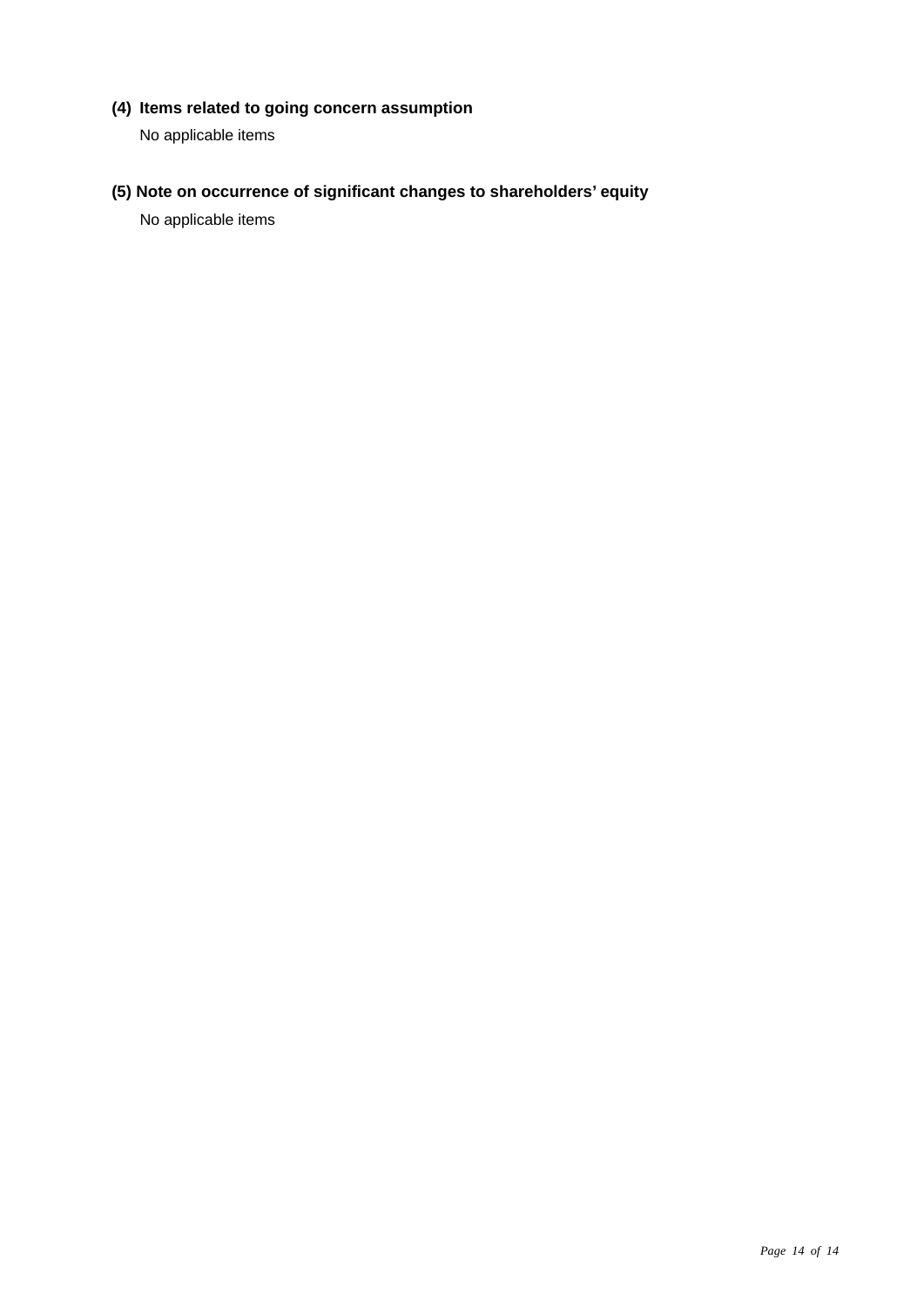### (4) Items related to going concern assumption

No applicable items

### (5) Note on occurrence of significant changes to shareholders' equity

No applicable items